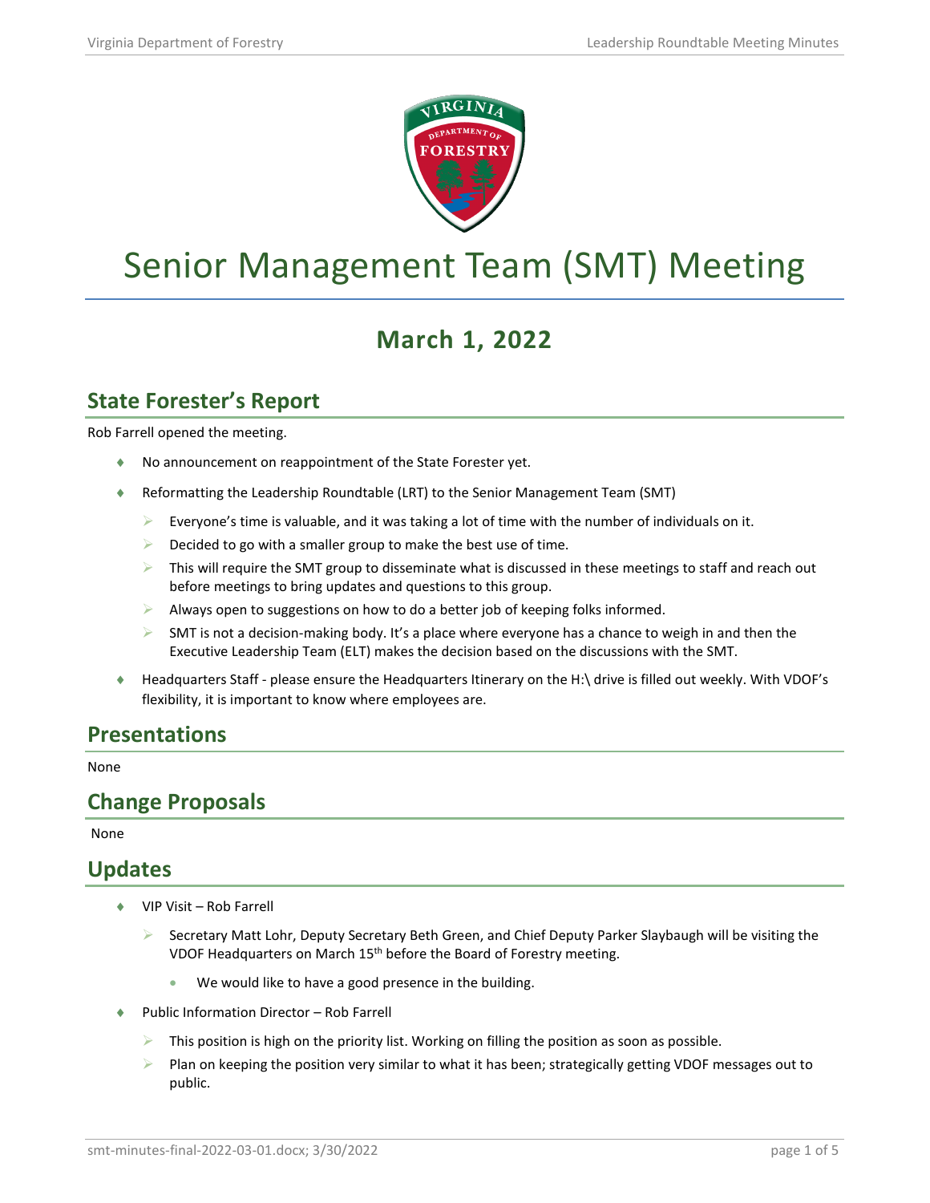# Senior Management Team (SMT) Meeting

## March 1, 2022

## State Forester's Report

Rob Farrell opened the meeting.

- No announcement on reappointment of the State Forester yet.
- Reformatting the Leadership Roundtable (LRT) to the Senior Management Team (SMT)
  - Everyone's time is valuable, and it was taking a lot of time with the number of individuals on it.
  - Decided to go with a smaller group to make the best use of time.
  - This will require the SMT group to disseminate what is discussed in these meetings to staff and reach out before meetings to bring updates and questions to this group.
  - Always open to suggestions on how to do a better job of keeping folks informed.
  - SMT is not a decision-making body. It's a place where everyone has a chance to weigh in and then the Executive Leadership Team (ELT) makes the decision based on the discussions with the SMT.
- Headquarters Staff - please ensure the Headquarters Itinerary on the H:\ drive is filled out weekly. With VDOF's flexibility, it is important to know where employees are.

## Presentations

None

## Change Proposals

None

## Updates

- VIP Visit – Rob Farrell
  - Secretary Matt Lohr, Deputy Secretary Beth Green, and Chief Deputy Parker Slaybaugh will be visiting the VDOF Headquarters on March 15th before the Board of Forestry meeting.
    - We would like to have a good presence in the building.
- Public Information Director – Rob Farrell
  - This position is high on the priority list. Working on filling the position as soon as possible.
  - Plan on keeping the position very similar to what it has been; strategically getting VDOF messages out to public.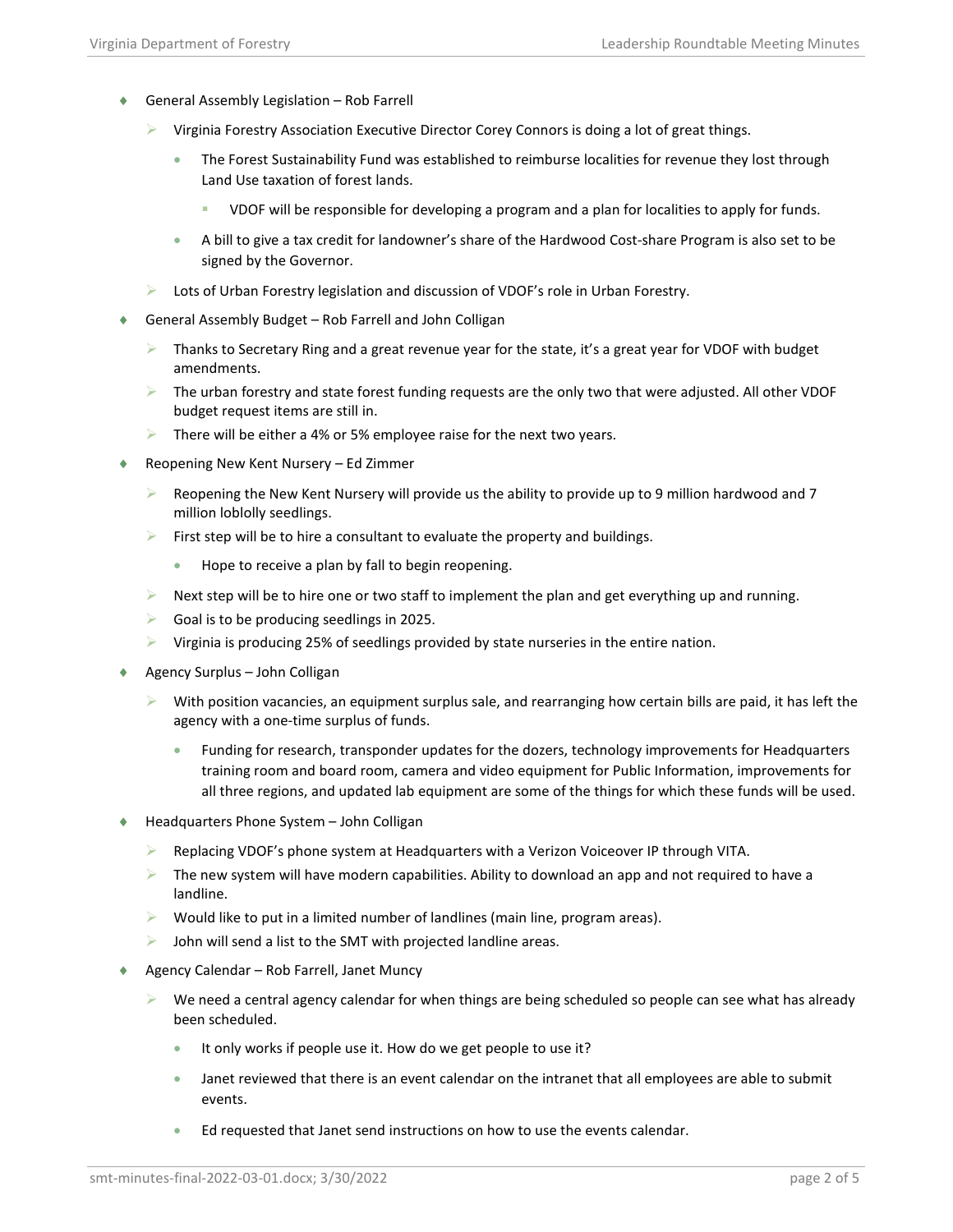- General Assembly Legislation – Rob Farrell
  - Virginia Forestry Association Executive Director Corey Connors is doing a lot of great things.
    - The Forest Sustainability Fund was established to reimburse localities for revenue they lost through Land Use taxation of forest lands.
      - VDOF will be responsible for developing a program and a plan for localities to apply for funds.
    - A bill to give a tax credit for landowner's share of the Hardwood Cost-share Program is also set to be signed by the Governor.
  - Lots of Urban Forestry legislation and discussion of VDOF's role in Urban Forestry.
- General Assembly Budget – Rob Farrell and John Colligan
  - Thanks to Secretary Ring and a great revenue year for the state, it's a great year for VDOF with budget amendments.
  - The urban forestry and state forest funding requests are the only two that were adjusted. All other VDOF budget request items are still in.
  - There will be either a 4% or 5% employee raise for the next two years.
- Reopening New Kent Nursery – Ed Zimmer
  - Reopening the New Kent Nursery will provide us the ability to provide up to 9 million hardwood and 7 million loblolly seedlings.
  - First step will be to hire a consultant to evaluate the property and buildings.
    - Hope to receive a plan by fall to begin reopening.
  - Next step will be to hire one or two staff to implement the plan and get everything up and running.
  - Goal is to be producing seedlings in 2025.
  - Virginia is producing 25% of seedlings provided by state nurseries in the entire nation.
- Agency Surplus – John Colligan
  - With position vacancies, an equipment surplus sale, and rearranging how certain bills are paid, it has left the agency with a one-time surplus of funds.
    - Funding for research, transponder updates for the dozers, technology improvements for Headquarters training room and board room, camera and video equipment for Public Information, improvements for all three regions, and updated lab equipment are some of the things for which these funds will be used.
- Headquarters Phone System – John Colligan
  - Replacing VDOF's phone system at Headquarters with a Verizon Voiceover IP through VITA.
  - The new system will have modern capabilities. Ability to download an app and not required to have a landline.
  - Would like to put in a limited number of landlines (main line, program areas).
  - John will send a list to the SMT with projected landline areas.
- Agency Calendar – Rob Farrell, Janet Muncy
  - We need a central agency calendar for when things are being scheduled so people can see what has already been scheduled.
    - It only works if people use it. How do we get people to use it?
    - Janet reviewed that there is an event calendar on the intranet that all employees are able to submit events.
    - Ed requested that Janet send instructions on how to use the events calendar.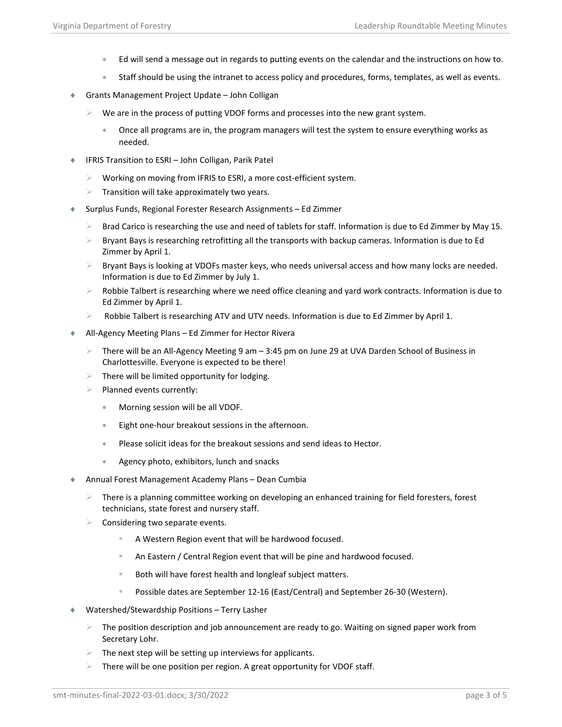- Ed will send a message out in regards to putting events on the calendar and the instructions on how to.
    - Staff should be using the intranet to access policy and procedures, forms, templates, as well as events.

- Grants Management Project Update – John Colligan
  - We are in the process of putting VDOF forms and processes into the new grant system.
    - Once all programs are in, the program managers will test the system to ensure everything works as needed.
- IFRIS Transition to ESRI – John Colligan, Parik Patel
  - Working on moving from IFRIS to ESRI, a more cost-efficient system.
  - Transition will take approximately two years.
- Surplus Funds, Regional Forester Research Assignments – Ed Zimmer
  - Brad Carico is researching the use and need of tablets for staff. Information is due to Ed Zimmer by May 15.
  - Bryant Bays is researching retrofitting all the transports with backup cameras. Information is due to Ed Zimmer by April 1.
  - Bryant Bays is looking at VDOFs master keys, who needs universal access and how many locks are needed. Information is due to Ed Zimmer by July 1.
  - Robbie Talbert is researching where we need office cleaning and yard work contracts. Information is due to Ed Zimmer by April 1.
  - Robbie Talbert is researching ATV and UTV needs. Information is due to Ed Zimmer by April 1.
- All-Agency Meeting Plans – Ed Zimmer for Hector Rivera
  - There will be an All-Agency Meeting 9 am – 3:45 pm on June 29 at UVA Darden School of Business in Charlottesville. Everyone is expected to be there!
  - There will be limited opportunity for lodging.
  - Planned events currently:
    - Morning session will be all VDOF.
    - Eight one-hour breakout sessions in the afternoon.
    - Please solicit ideas for the breakout sessions and send ideas to Hector.
    - Agency photo, exhibitors, lunch and snacks
- Annual Forest Management Academy Plans – Dean Cumbia
  - There is a planning committee working on developing an enhanced training for field foresters, forest technicians, state forest and nursery staff.
  - Considering two separate events.
    - A Western Region event that will be hardwood focused.
    - An Eastern / Central Region event that will be pine and hardwood focused.
    - Both will have forest health and longleaf subject matters.
    - Possible dates are September 12-16 (East/Central) and September 26-30 (Western).
- Watershed/Stewardship Positions – Terry Lasher
  - The position description and job announcement are ready to go. Waiting on signed paper work from Secretary Lohr.
  - The next step will be setting up interviews for applicants.
  - There will be one position per region. A great opportunity for VDOF staff.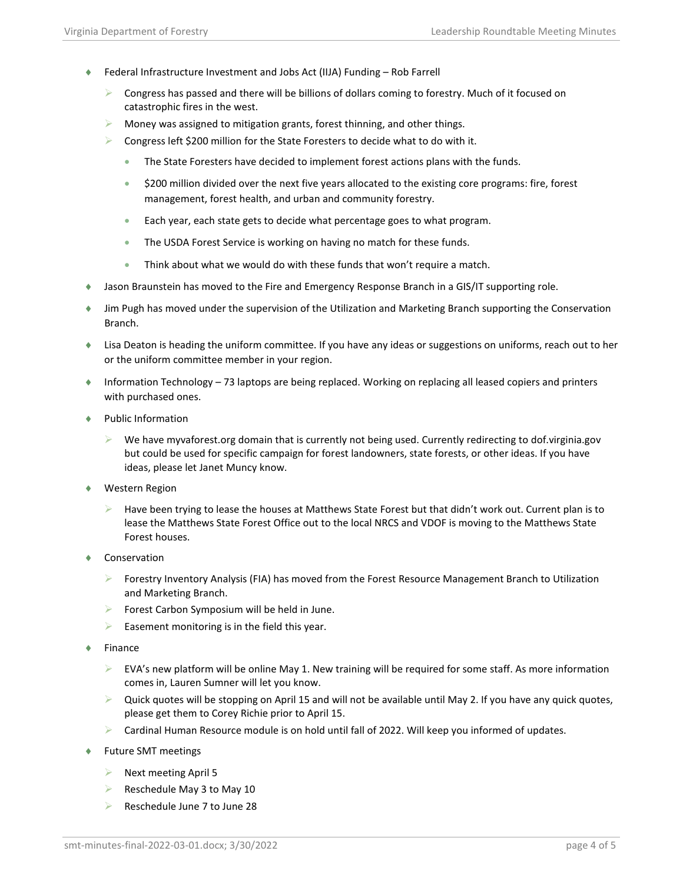- Federal Infrastructure Investment and Jobs Act (IIJA) Funding – Rob Farrell
  - Congress has passed and there will be billions of dollars coming to forestry. Much of it focused on catastrophic fires in the west.
  - Money was assigned to mitigation grants, forest thinning, and other things.
  - Congress left $200 million for the State Foresters to decide what to do with it.
    - The State Foresters have decided to implement forest actions plans with the funds.
    - $200 million divided over the next five years allocated to the existing core programs: fire, forest management, forest health, and urban and community forestry.
    - Each year, each state gets to decide what percentage goes to what program.
    - The USDA Forest Service is working on having no match for these funds.
    - Think about what we would do with these funds that won't require a match.
- Jason Braunstein has moved to the Fire and Emergency Response Branch in a GIS/IT supporting role.
- Jim Pugh has moved under the supervision of the Utilization and Marketing Branch supporting the Conservation Branch.
- Lisa Deaton is heading the uniform committee. If you have any ideas or suggestions on uniforms, reach out to her or the uniform committee member in your region.
- Information Technology – 73 laptops are being replaced. Working on replacing all leased copiers and printers with purchased ones.
- Public Information
  - We have myvaforest.org domain that is currently not being used. Currently redirecting to dof.virginia.gov but could be used for specific campaign for forest landowners, state forests, or other ideas. If you have ideas, please let Janet Muncy know.
- Western Region
  - Have been trying to lease the houses at Matthews State Forest but that didn't work out. Current plan is to lease the Matthews State Forest Office out to the local NRCS and VDOF is moving to the Matthews State Forest houses.
- Conservation
  - Forestry Inventory Analysis (FIA) has moved from the Forest Resource Management Branch to Utilization and Marketing Branch.
  - Forest Carbon Symposium will be held in June.
  - Easement monitoring is in the field this year.
- Finance
  - EVA's new platform will be online May 1. New training will be required for some staff. As more information comes in, Lauren Sumner will let you know.
  - Quick quotes will be stopping on April 15 and will not be available until May 2. If you have any quick quotes, please get them to Corey Richie prior to April 15.
  - Cardinal Human Resource module is on hold until fall of 2022. Will keep you informed of updates.
- Future SMT meetings
  - Next meeting April 5
  - Reschedule May 3 to May 10
  - Reschedule June 7 to June 28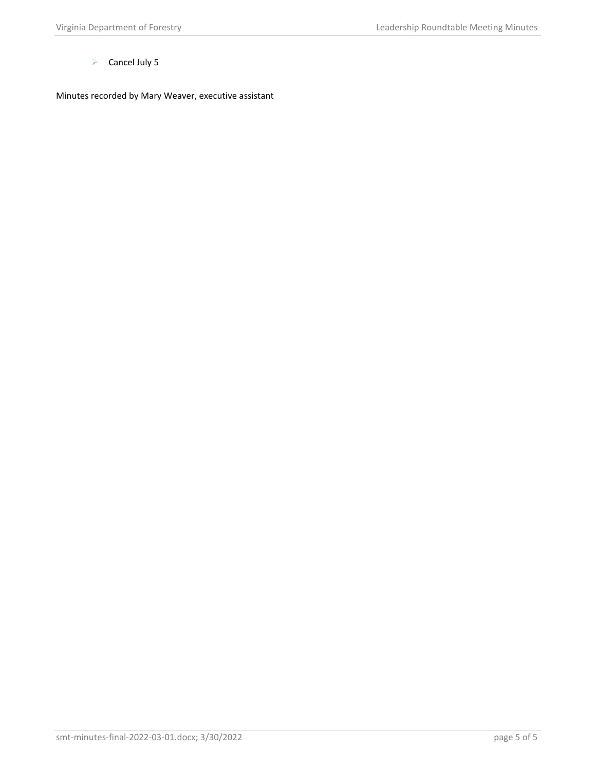- Cancel July 5

Minutes recorded by Mary Weaver, executive assistant